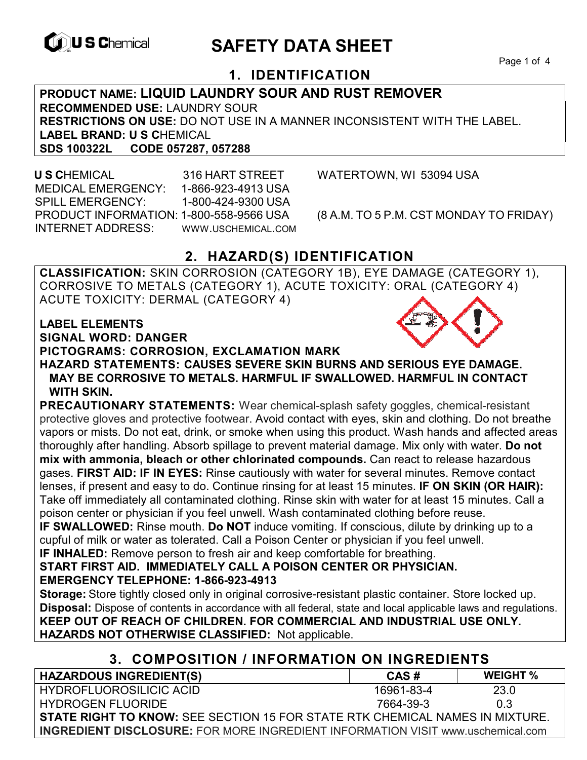U S Chemical

# SAFETY DATA SHEET

## 1. IDENTIFICATION

**PRODUCT NAME: LIQUID LAUNDRY SOUR AND RUST REMOVER**
**RECOMMENDED USE:** LAUNDRY SOUR
**RESTRICTIONS ON USE:** DO NOT USE IN A MANNER INCONSISTENT WITH THE LABEL.
**LABEL BRAND: U S C**HEMICAL
**SDS 100322L CODE 057287, 057288**

**U S C**HEMICAL 316 HART STREET WATERTOWN, WI 53094 USA
MEDICAL EMERGENCY: 1-866-923-4913 USA
SPILL EMERGENCY: 1-800-424-9300 USA
PRODUCT INFORMATION: 1-800-558-9566 USA (8 A.M. TO 5 P.M. CST MONDAY TO FRIDAY)
INTERNET ADDRESS: WWW.USCHEMICAL.COM

## 2. HAZARD(S) IDENTIFICATION

**CLASSIFICATION:** SKIN CORROSION (CATEGORY 1B), EYE DAMAGE (CATEGORY 1), CORROSIVE TO METALS (CATEGORY 1), ACUTE TOXICITY: ORAL (CATEGORY 4) ACUTE TOXICITY: DERMAL (CATEGORY 4)

**LABEL ELEMENTS**
**SIGNAL WORD: DANGER**
**PICTOGRAMS: CORROSION, EXCLAMATION MARK**
**HAZARD STATEMENTS: CAUSES SEVERE SKIN BURNS AND SERIOUS EYE DAMAGE. MAY BE CORROSIVE TO METALS. HARMFUL IF SWALLOWED. HARMFUL IN CONTACT WITH SKIN.**

**PRECAUTIONARY STATEMENTS:** Wear chemical-splash safety goggles, chemical-resistant protective gloves and protective footwear. Avoid contact with eyes, skin and clothing. Do not breathe vapors or mists. Do not eat, drink, or smoke when using this product. Wash hands and affected areas thoroughly after handling. Absorb spillage to prevent material damage. Mix only with water. **Do not mix with ammonia, bleach or other chlorinated compounds.** Can react to release hazardous gases. **FIRST AID: IF IN EYES:** Rinse cautiously with water for several minutes. Remove contact lenses, if present and easy to do. Continue rinsing for at least 15 minutes. **IF ON SKIN (OR HAIR):** Take off immediately all contaminated clothing. Rinse skin with water for at least 15 minutes. Call a poison center or physician if you feel unwell. Wash contaminated clothing before reuse.
**IF SWALLOWED:** Rinse mouth. **Do NOT** induce vomiting. If conscious, dilute by drinking up to a cupful of milk or water as tolerated. Call a Poison Center or physician if you feel unwell.
**IF INHALED:** Remove person to fresh air and keep comfortable for breathing.
**START FIRST AID. IMMEDIATELY CALL A POISON CENTER OR PHYSICIAN.**
**EMERGENCY TELEPHONE: 1-866-923-4913**
**Storage:** Store tightly closed only in original corrosive-resistant plastic container. Store locked up.
**Disposal:** Dispose of contents in accordance with all federal, state and local applicable laws and regulations.
**KEEP OUT OF REACH OF CHILDREN. FOR COMMERCIAL AND INDUSTRIAL USE ONLY.**
**HAZARDS NOT OTHERWISE CLASSIFIED:** Not applicable.

## 3. COMPOSITION / INFORMATION ON INGREDIENTS

| HAZARDOUS INGREDIENT(S) | CAS # | WEIGHT % |
|---|---|---|
| HYDROFLUOROSILICIC ACID | 16961-83-4 | 23.0 |
| HYDROGEN FLUORIDE | 7664-39-3 | 0.3 |

**STATE RIGHT TO KNOW:** SEE SECTION 15 FOR STATE RTK CHEMICAL NAMES IN MIXTURE.
**INGREDIENT DISCLOSURE:** FOR MORE INGREDIENT INFORMATION VISIT www.uschemical.com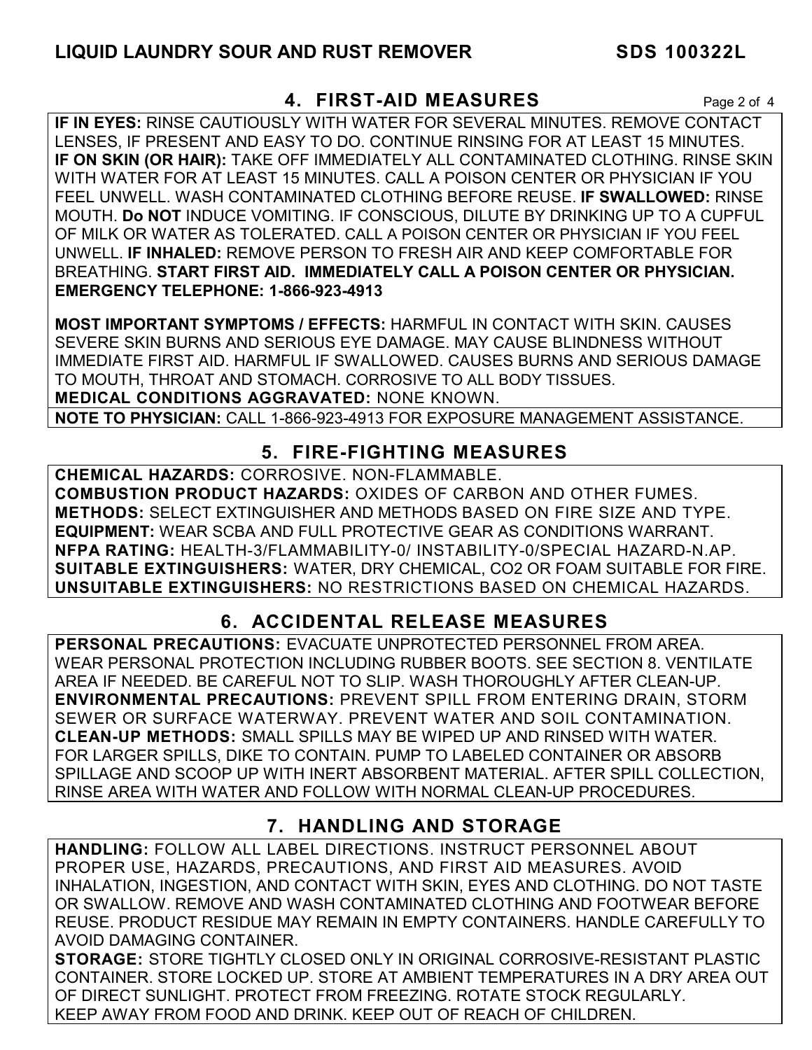## 4. FIRST-AID MEASURES

**IF IN EYES:** RINSE CAUTIOUSLY WITH WATER FOR SEVERAL MINUTES. REMOVE CONTACT LENSES, IF PRESENT AND EASY TO DO. CONTINUE RINSING FOR AT LEAST 15 MINUTES. **IF ON SKIN (OR HAIR):** TAKE OFF IMMEDIATELY ALL CONTAMINATED CLOTHING. RINSE SKIN WITH WATER FOR AT LEAST 15 MINUTES. CALL A POISON CENTER OR PHYSICIAN IF YOU FEEL UNWELL. WASH CONTAMINATED CLOTHING BEFORE REUSE. **IF SWALLOWED:** RINSE MOUTH. **Do NOT** INDUCE VOMITING. IF CONSCIOUS, DILUTE BY DRINKING UP TO A CUPFUL OF MILK OR WATER AS TOLERATED. CALL A POISON CENTER OR PHYSICIAN IF YOU FEEL UNWELL. **IF INHALED:** REMOVE PERSON TO FRESH AIR AND KEEP COMFORTABLE FOR BREATHING. **START FIRST AID. IMMEDIATELY CALL A POISON CENTER OR PHYSICIAN. EMERGENCY TELEPHONE: 1-866-923-4913**

**MOST IMPORTANT SYMPTOMS / EFFECTS:** HARMFUL IN CONTACT WITH SKIN. CAUSES SEVERE SKIN BURNS AND SERIOUS EYE DAMAGE. MAY CAUSE BLINDNESS WITHOUT IMMEDIATE FIRST AID. HARMFUL IF SWALLOWED. CAUSES BURNS AND SERIOUS DAMAGE TO MOUTH, THROAT AND STOMACH. CORROSIVE TO ALL BODY TISSUES.
**MEDICAL CONDITIONS AGGRAVATED:** NONE KNOWN.

**NOTE TO PHYSICIAN:** CALL 1-866-923-4913 FOR EXPOSURE MANAGEMENT ASSISTANCE.

## 5. FIRE-FIGHTING MEASURES

**CHEMICAL HAZARDS:** CORROSIVE. NON-FLAMMABLE.
**COMBUSTION PRODUCT HAZARDS:** OXIDES OF CARBON AND OTHER FUMES.
**METHODS:** SELECT EXTINGUISHER AND METHODS BASED ON FIRE SIZE AND TYPE.
**EQUIPMENT:** WEAR SCBA AND FULL PROTECTIVE GEAR AS CONDITIONS WARRANT.
**NFPA RATING:** HEALTH-3/FLAMMABILITY-0/ INSTABILITY-0/SPECIAL HAZARD-N.AP.
**SUITABLE EXTINGUISHERS:** WATER, DRY CHEMICAL, $CO_2$ OR FOAM SUITABLE FOR FIRE.
**UNSUITABLE EXTINGUISHERS:** NO RESTRICTIONS BASED ON CHEMICAL HAZARDS.

## 6. ACCIDENTAL RELEASE MEASURES

**PERSONAL PRECAUTIONS:** EVACUATE UNPROTECTED PERSONNEL FROM AREA. WEAR PERSONAL PROTECTION INCLUDING RUBBER BOOTS. SEE SECTION 8. VENTILATE AREA IF NEEDED. BE CAREFUL NOT TO SLIP. WASH THOROUGHLY AFTER CLEAN-UP.
**ENVIRONMENTAL PRECAUTIONS:** PREVENT SPILL FROM ENTERING DRAIN, STORM SEWER OR SURFACE WATERWAY. PREVENT WATER AND SOIL CONTAMINATION.
**CLEAN-UP METHODS:** SMALL SPILLS MAY BE WIPED UP AND RINSED WITH WATER. FOR LARGER SPILLS, DIKE TO CONTAIN. PUMP TO LABELED CONTAINER OR ABSORB SPILLAGE AND SCOOP UP WITH INERT ABSORBENT MATERIAL. AFTER SPILL COLLECTION, RINSE AREA WITH WATER AND FOLLOW WITH NORMAL CLEAN-UP PROCEDURES.

## 7. HANDLING AND STORAGE

**HANDLING:** FOLLOW ALL LABEL DIRECTIONS. INSTRUCT PERSONNEL ABOUT PROPER USE, HAZARDS, PRECAUTIONS, AND FIRST AID MEASURES. AVOID INHALATION, INGESTION, AND CONTACT WITH SKIN, EYES AND CLOTHING. DO NOT TASTE OR SWALLOW. REMOVE AND WASH CONTAMINATED CLOTHING AND FOOTWEAR BEFORE REUSE. PRODUCT RESIDUE MAY REMAIN IN EMPTY CONTAINERS. HANDLE CAREFULLY TO AVOID DAMAGING CONTAINER.
**STORAGE:** STORE TIGHTLY CLOSED ONLY IN ORIGINAL CORROSIVE-RESISTANT PLASTIC CONTAINER. STORE LOCKED UP. STORE AT AMBIENT TEMPERATURES IN A DRY AREA OUT OF DIRECT SUNLIGHT. PROTECT FROM FREEZING. ROTATE STOCK REGULARLY. KEEP AWAY FROM FOOD AND DRINK. KEEP OUT OF REACH OF CHILDREN.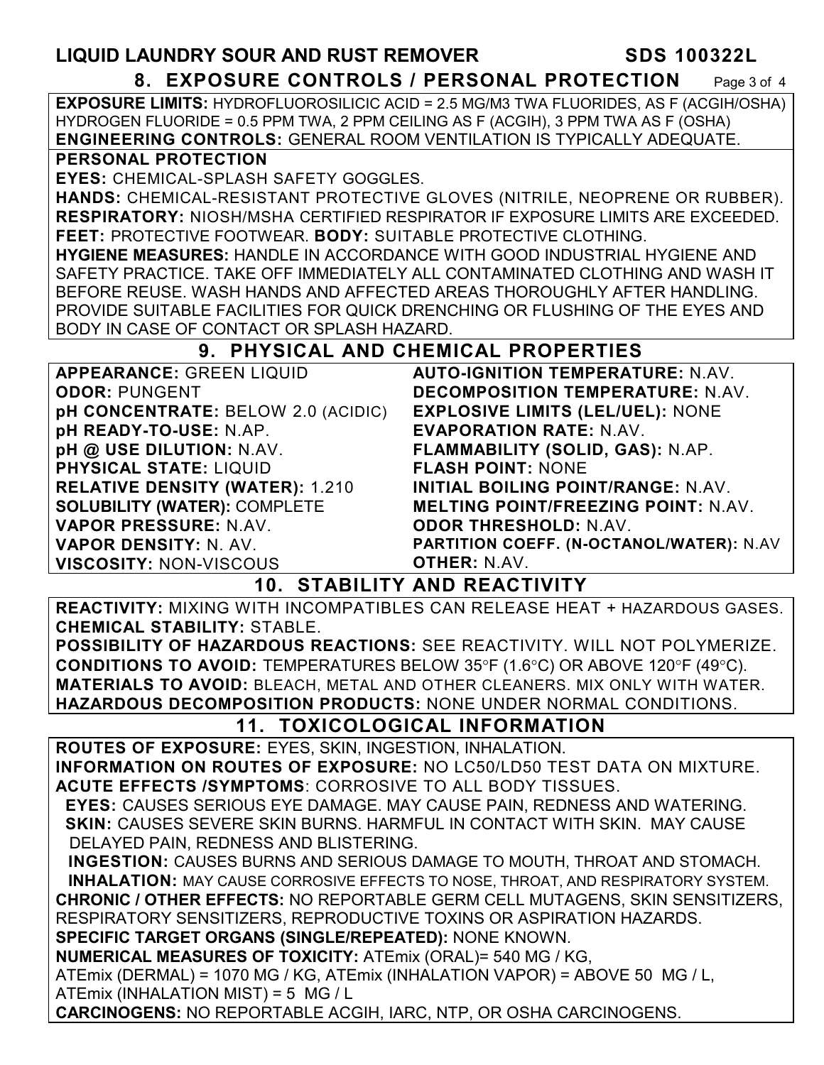## 8. EXPOSURE CONTROLS / PERSONAL PROTECTION

**EXPOSURE LIMITS:** HYDROFLUOROSILICIC ACID = 2.5 MG/M3 TWA FLUORIDES, AS F (ACGIH/OSHA) HYDROGEN FLUORIDE = 0.5 PPM TWA, 2 PPM CEILING AS F (ACGIH), 3 PPM TWA AS F (OSHA)
**ENGINEERING CONTROLS:** GENERAL ROOM VENTILATION IS TYPICALLY ADEQUATE.

**PERSONAL PROTECTION**
**EYES:** CHEMICAL-SPLASH SAFETY GOGGLES.
**HANDS:** CHEMICAL-RESISTANT PROTECTIVE GLOVES (NITRILE, NEOPRENE OR RUBBER).
**RESPIRATORY:** NIOSH/MSHA CERTIFIED RESPIRATOR IF EXPOSURE LIMITS ARE EXCEEDED.
**FEET:** PROTECTIVE FOOTWEAR. **BODY:** SUITABLE PROTECTIVE CLOTHING.
**HYGIENE MEASURES:** HANDLE IN ACCORDANCE WITH GOOD INDUSTRIAL HYGIENE AND SAFETY PRACTICE. TAKE OFF IMMEDIATELY ALL CONTAMINATED CLOTHING AND WASH IT BEFORE REUSE. WASH HANDS AND AFFECTED AREAS THOROUGHLY AFTER HANDLING. PROVIDE SUITABLE FACILITIES FOR QUICK DRENCHING OR FLUSHING OF THE EYES AND BODY IN CASE OF CONTACT OR SPLASH HAZARD.

## 9. PHYSICAL AND CHEMICAL PROPERTIES

**APPEARANCE:** GREEN LIQUID
**ODOR:** PUNGENT
**pH CONCENTRATE:** BELOW 2.0 (ACIDIC)
**pH READY-TO-USE:** N.AP.
**pH @ USE DILUTION:** N.AV.
**PHYSICAL STATE:** LIQUID
**RELATIVE DENSITY (WATER):** 1.210
**SOLUBILITY (WATER):** COMPLETE
**VAPOR PRESSURE:** N.AV.
**VAPOR DENSITY:** N. AV.
**VISCOSITY:** NON-VISCOUS
**AUTO-IGNITION TEMPERATURE:** N.AV.
**DECOMPOSITION TEMPERATURE:** N.AV.
**EXPLOSIVE LIMITS (LEL/UEL):** NONE
**EVAPORATION RATE:** N.AV.
**FLAMMABILITY (SOLID, GAS):** N.AP.
**FLASH POINT:** NONE
**INITIAL BOILING POINT/RANGE:** N.AV.
**MELTING POINT/FREEZING POINT:** N.AV.
**ODOR THRESHOLD:** N.AV.
**PARTITION COEFF. (N-OCTANOL/WATER):** N.AV
**OTHER:** N.AV.

## 10. STABILITY AND REACTIVITY

**REACTIVITY:** MIXING WITH INCOMPATIBLES CAN RELEASE HEAT + HAZARDOUS GASES.
**CHEMICAL STABILITY:** STABLE.
**POSSIBILITY OF HAZARDOUS REACTIONS:** SEE REACTIVITY. WILL NOT POLYMERIZE.
**CONDITIONS TO AVOID:** TEMPERATURES BELOW 35°F (1.6°C) OR ABOVE 120°F (49°C).
**MATERIALS TO AVOID:** BLEACH, METAL AND OTHER CLEANERS. MIX ONLY WITH WATER.
**HAZARDOUS DECOMPOSITION PRODUCTS:** NONE UNDER NORMAL CONDITIONS.

## 11. TOXICOLOGICAL INFORMATION

**ROUTES OF EXPOSURE:** EYES, SKIN, INGESTION, INHALATION.
**INFORMATION ON ROUTES OF EXPOSURE:** NO LC50/LD50 TEST DATA ON MIXTURE.
**ACUTE EFFECTS /SYMPTOMS**: CORROSIVE TO ALL BODY TISSUES.
**EYES:** CAUSES SERIOUS EYE DAMAGE. MAY CAUSE PAIN, REDNESS AND WATERING.
**SKIN:** CAUSES SEVERE SKIN BURNS. HARMFUL IN CONTACT WITH SKIN. MAY CAUSE DELAYED PAIN, REDNESS AND BLISTERING.
**INGESTION:** CAUSES BURNS AND SERIOUS DAMAGE TO MOUTH, THROAT AND STOMACH.
**INHALATION:** MAY CAUSE CORROSIVE EFFECTS TO NOSE, THROAT, AND RESPIRATORY SYSTEM.
**CHRONIC / OTHER EFFECTS:** NO REPORTABLE GERM CELL MUTAGENS, SKIN SENSITIZERS, RESPIRATORY SENSITIZERS, REPRODUCTIVE TOXINS OR ASPIRATION HAZARDS.
**SPECIFIC TARGET ORGANS (SINGLE/REPEATED):** NONE KNOWN.
**NUMERICAL MEASURES OF TOXICITY:** ATEmix (ORAL)= 540 MG / KG, ATEmix (DERMAL) = 1070 MG / KG, ATEmix (INHALATION VAPOR) = ABOVE 50 MG / L, ATEmix (INHALATION MIST) = 5 MG / L
**CARCINOGENS:** NO REPORTABLE ACGIH, IARC, NTP, OR OSHA CARCINOGENS.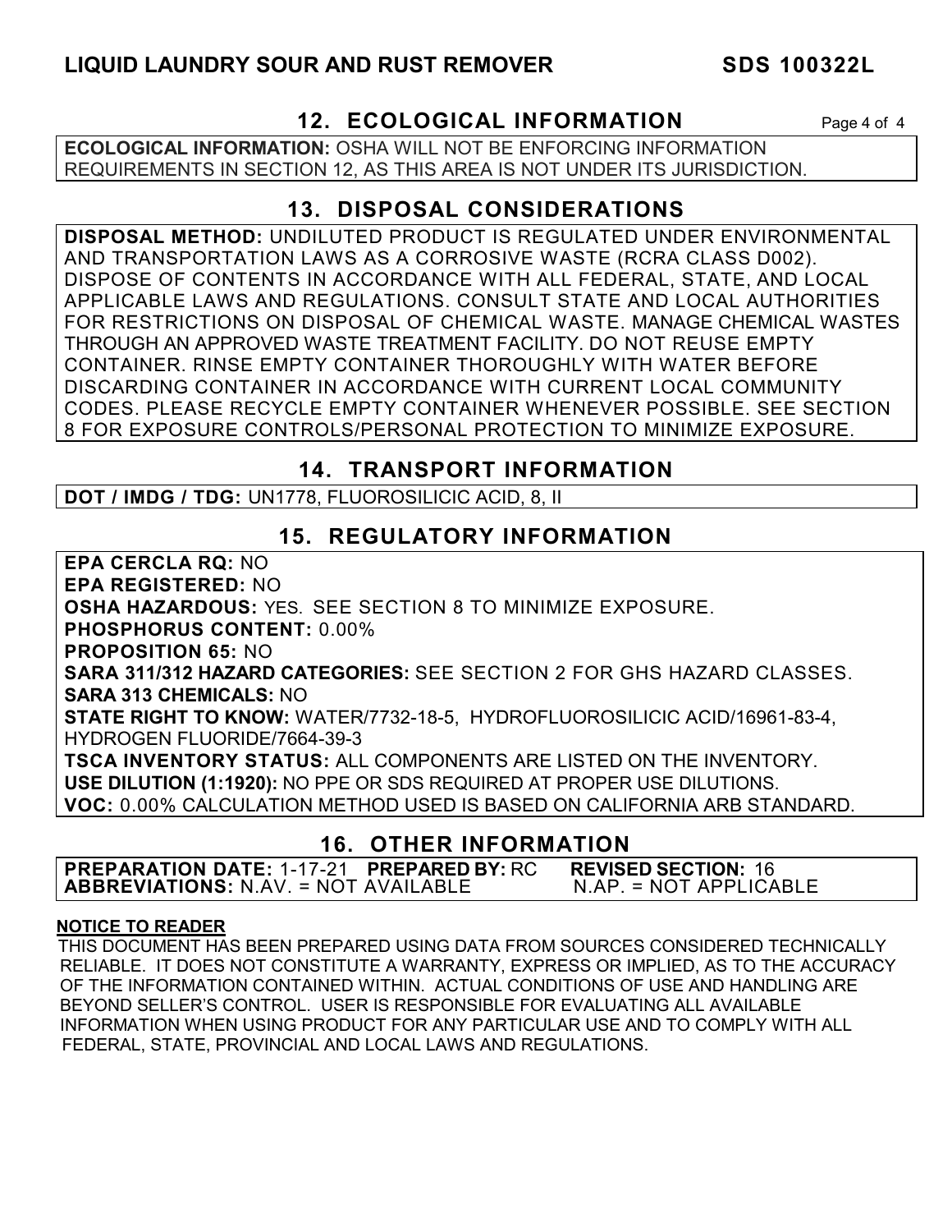## 12. ECOLOGICAL INFORMATION

**ECOLOGICAL INFORMATION:** OSHA WILL NOT BE ENFORCING INFORMATION REQUIREMENTS IN SECTION 12, AS THIS AREA IS NOT UNDER ITS JURISDICTION.

## 13. DISPOSAL CONSIDERATIONS

**DISPOSAL METHOD:** UNDILUTED PRODUCT IS REGULATED UNDER ENVIRONMENTAL AND TRANSPORTATION LAWS AS A CORROSIVE WASTE (RCRA CLASS D002). DISPOSE OF CONTENTS IN ACCORDANCE WITH ALL FEDERAL, STATE, AND LOCAL APPLICABLE LAWS AND REGULATIONS. CONSULT STATE AND LOCAL AUTHORITIES FOR RESTRICTIONS ON DISPOSAL OF CHEMICAL WASTE. MANAGE CHEMICAL WASTES THROUGH AN APPROVED WASTE TREATMENT FACILITY. DO NOT REUSE EMPTY CONTAINER. RINSE EMPTY CONTAINER THOROUGHLY WITH WATER BEFORE DISCARDING CONTAINER IN ACCORDANCE WITH CURRENT LOCAL COMMUNITY CODES. PLEASE RECYCLE EMPTY CONTAINER WHENEVER POSSIBLE. SEE SECTION 8 FOR EXPOSURE CONTROLS/PERSONAL PROTECTION TO MINIMIZE EXPOSURE.

## 14. TRANSPORT INFORMATION

**DOT / IMDG / TDG:** UN1778, FLUOROSILICIC ACID, 8, II

## 15. REGULATORY INFORMATION

**EPA CERCLA RQ:** NO
**EPA REGISTERED:** NO
**OSHA HAZARDOUS:** YES. SEE SECTION 8 TO MINIMIZE EXPOSURE.
**PHOSPHORUS CONTENT:** 0.00%
**PROPOSITION 65:** NO
**SARA 311/312 HAZARD CATEGORIES:** SEE SECTION 2 FOR GHS HAZARD CLASSES.
**SARA 313 CHEMICALS:** NO
**STATE RIGHT TO KNOW:** WATER/7732-18-5, HYDROFLUOROSILICIC ACID/16961-83-4, HYDROGEN FLUORIDE/7664-39-3
**TSCA INVENTORY STATUS:** ALL COMPONENTS ARE LISTED ON THE INVENTORY.
**USE DILUTION (1:1920):** NO PPE OR SDS REQUIRED AT PROPER USE DILUTIONS.
**VOC:** 0.00% CALCULATION METHOD USED IS BASED ON CALIFORNIA ARB STANDARD.

## 16. OTHER INFORMATION

**PREPARATION DATE:** 1-17-21 **PREPARED BY:** RC **REVISED SECTION:** 16
**ABBREVIATIONS:** N.AV. = NOT AVAILABLE N.AP. = NOT APPLICABLE

**NOTICE TO READER**

THIS DOCUMENT HAS BEEN PREPARED USING DATA FROM SOURCES CONSIDERED TECHNICALLY RELIABLE. IT DOES NOT CONSTITUTE A WARRANTY, EXPRESS OR IMPLIED, AS TO THE ACCURACY OF THE INFORMATION CONTAINED WITHIN. ACTUAL CONDITIONS OF USE AND HANDLING ARE BEYOND SELLER'S CONTROL. USER IS RESPONSIBLE FOR EVALUATING ALL AVAILABLE INFORMATION WHEN USING PRODUCT FOR ANY PARTICULAR USE AND TO COMPLY WITH ALL FEDERAL, STATE, PROVINCIAL AND LOCAL LAWS AND REGULATIONS.